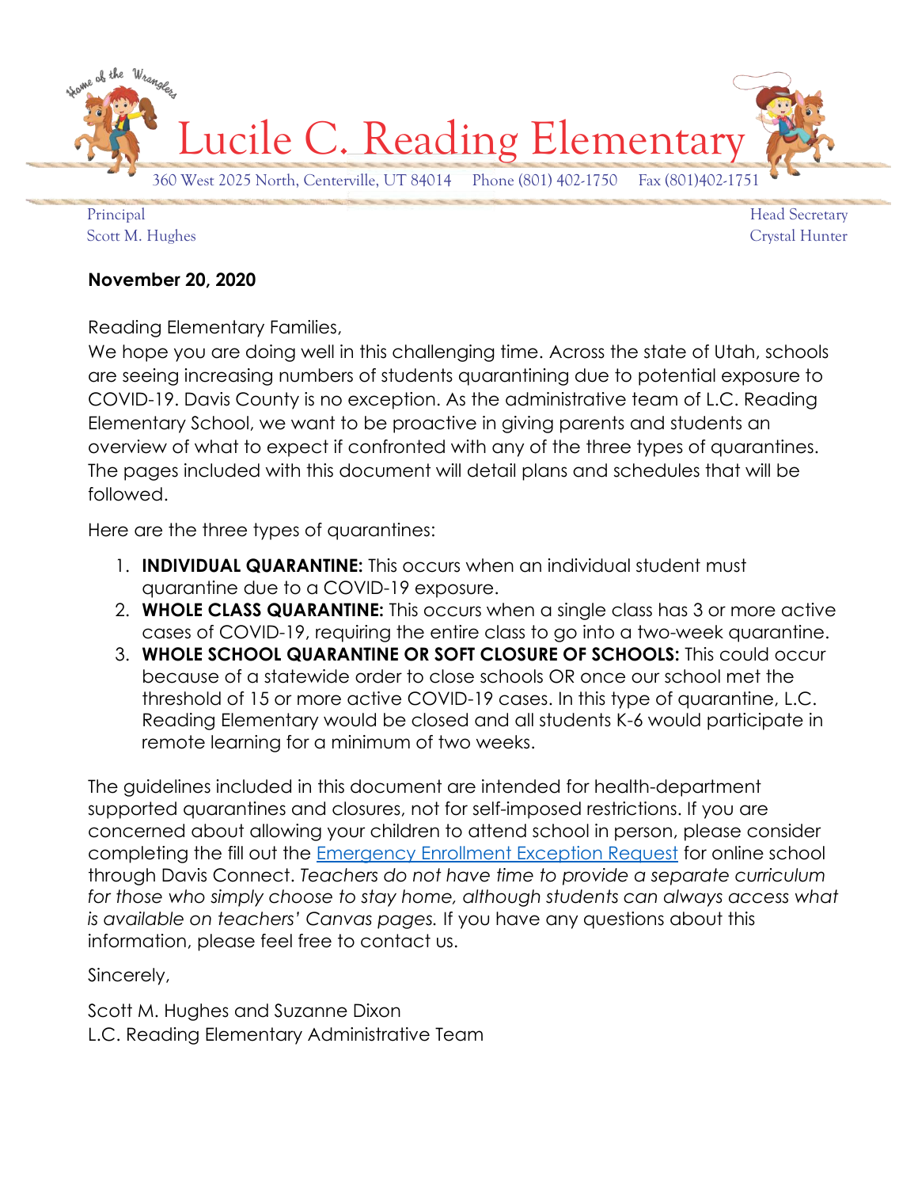# Lucile C. Reading Elementary

Home of the Wranglers

360 West 2025 North, Centerville, UT 84014 Phone (801) 402-1750 Fax (801)402-1751

Principal
Scott M. Hughes

Head Secretary
Crystal Hunter

**November 20, 2020**

Reading Elementary Families,

We hope you are doing well in this challenging time. Across the state of Utah, schools are seeing increasing numbers of students quarantining due to potential exposure to COVID-19. Davis County is no exception. As the administrative team of L.C. Reading Elementary School, we want to be proactive in giving parents and students an overview of what to expect if confronted with any of the three types of quarantines. The pages included with this document will detail plans and schedules that will be followed.

Here are the three types of quarantines:

1. **INDIVIDUAL QUARANTINE:** This occurs when an individual student must quarantine due to a COVID-19 exposure.
2. **WHOLE CLASS QUARANTINE:** This occurs when a single class has 3 or more active cases of COVID-19, requiring the entire class to go into a two-week quarantine.
3. **WHOLE SCHOOL QUARANTINE OR SOFT CLOSURE OF SCHOOLS:** This could occur because of a statewide order to close schools OR once our school met the threshold of 15 or more active COVID-19 cases. In this type of quarantine, L.C. Reading Elementary would be closed and all students K-6 would participate in remote learning for a minimum of two weeks.

The guidelines included in this document are intended for health-department supported quarantines and closures, not for self-imposed restrictions. If you are concerned about allowing your children to attend school in person, please consider completing the fill out the Emergency Enrollment Exception Request for online school through Davis Connect. *Teachers do not have time to provide a separate curriculum for those who simply choose to stay home, although students can always access what is available on teachers' Canvas pages.* If you have any questions about this information, please feel free to contact us.

Sincerely,

Scott M. Hughes and Suzanne Dixon
L.C. Reading Elementary Administrative Team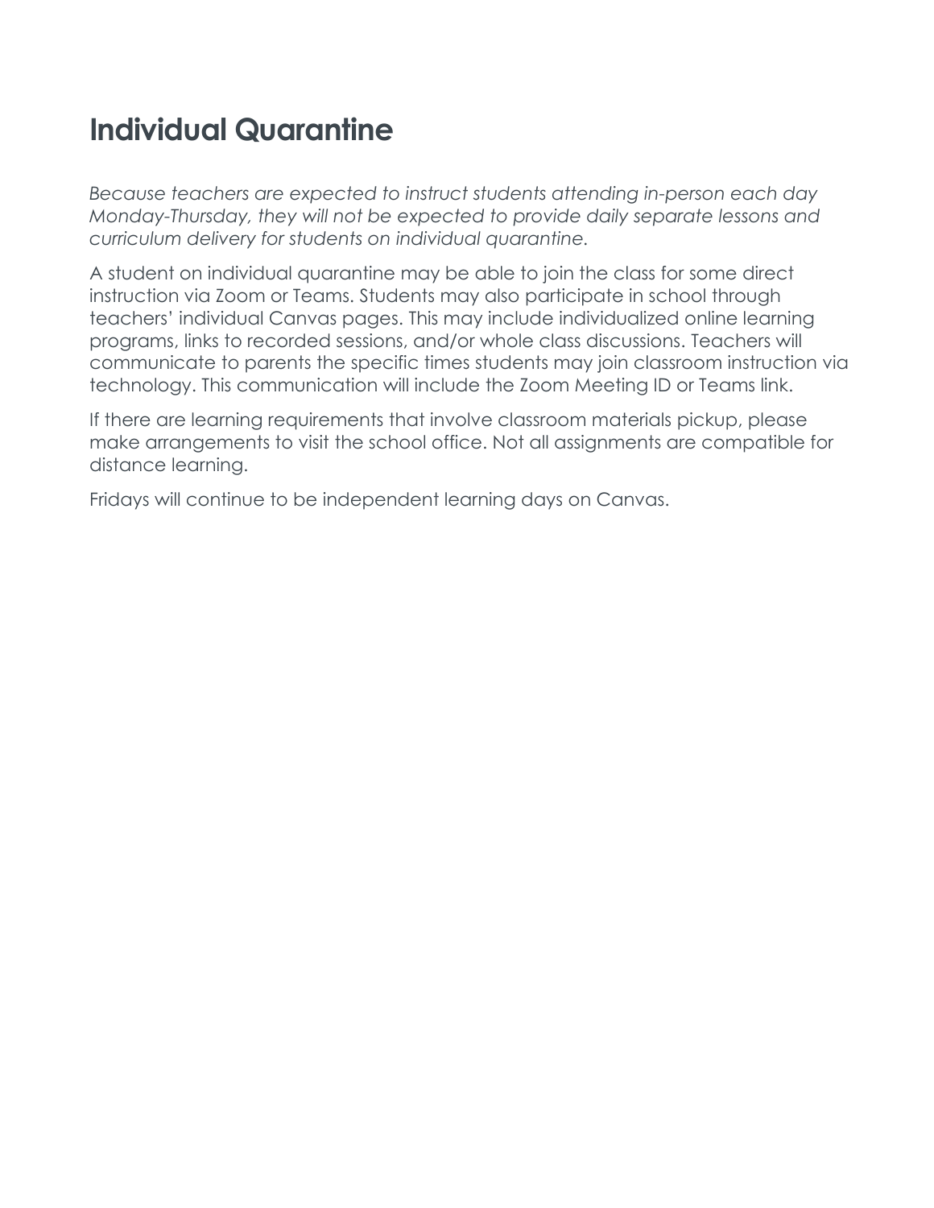## Individual Quarantine

*Because teachers are expected to instruct students attending in-person each day Monday-Thursday, they will not be expected to provide daily separate lessons and curriculum delivery for students on individual quarantine.*

A student on individual quarantine may be able to join the class for some direct instruction via Zoom or Teams. Students may also participate in school through teachers' individual Canvas pages. This may include individualized online learning programs, links to recorded sessions, and/or whole class discussions. Teachers will communicate to parents the specific times students may join classroom instruction via technology. This communication will include the Zoom Meeting ID or Teams link.

If there are learning requirements that involve classroom materials pickup, please make arrangements to visit the school office. Not all assignments are compatible for distance learning.

Fridays will continue to be independent learning days on Canvas.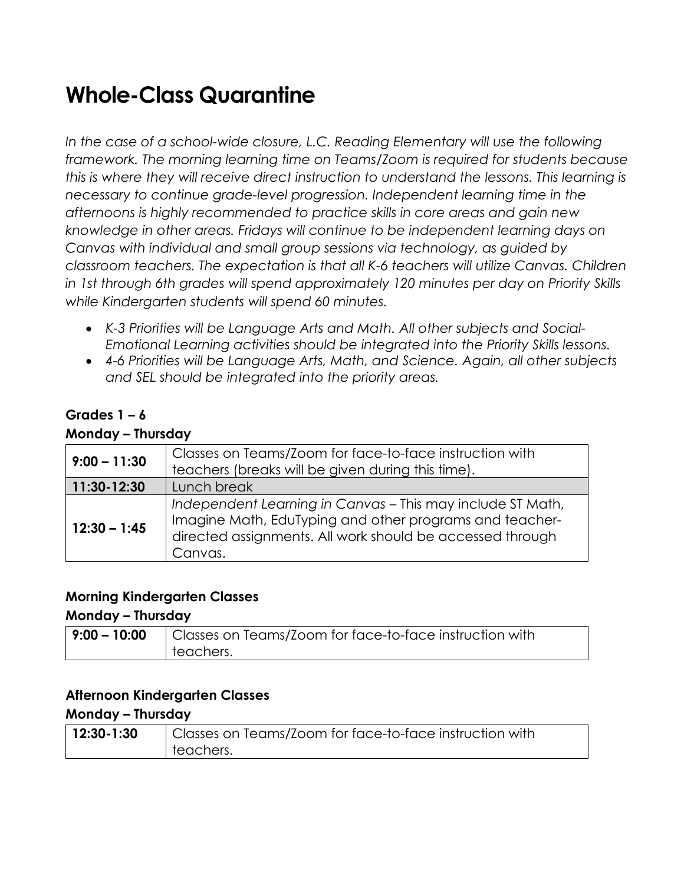# Whole-Class Quarantine

*In the case of a school-wide closure, L.C. Reading Elementary will use the following framework. The morning learning time on Teams/Zoom is required for students because this is where they will receive direct instruction to understand the lessons. This learning is necessary to continue grade-level progression. Independent learning time in the afternoons is highly recommended to practice skills in core areas and gain new knowledge in other areas. Fridays will continue to be independent learning days on Canvas with individual and small group sessions via technology, as guided by classroom teachers. The expectation is that all K-6 teachers will utilize Canvas. Children in 1st through 6th grades will spend approximately 120 minutes per day on Priority Skills while Kindergarten students will spend 60 minutes.*

- *K-3 Priorities will be Language Arts and Math. All other subjects and Social-Emotional Learning activities should be integrated into the Priority Skills lessons.*
- *4-6 Priorities will be Language Arts, Math, and Science. Again, all other subjects and SEL should be integrated into the priority areas.*

### Grades 1 – 6

**Monday – Thursday**

| | |
|---|---|
| **9:00 – 11:30** | Classes on Teams/Zoom for face-to-face instruction with teachers (breaks will be given during this time). |
| **11:30-12:30** | Lunch break |
| **12:30 – 1:45** | *Independent Learning in Canvas* – This may include ST Math, Imagine Math, EduTyping and other programs and teacher-directed assignments. All work should be accessed through Canvas. |

### Morning Kindergarten Classes

**Monday – Thursday**

| | |
|---|---|
| **9:00 – 10:00** | Classes on Teams/Zoom for face-to-face instruction with teachers. |

### Afternoon Kindergarten Classes

**Monday – Thursday**

| | |
|---|---|
| **12:30-1:30** | Classes on Teams/Zoom for face-to-face instruction with teachers. |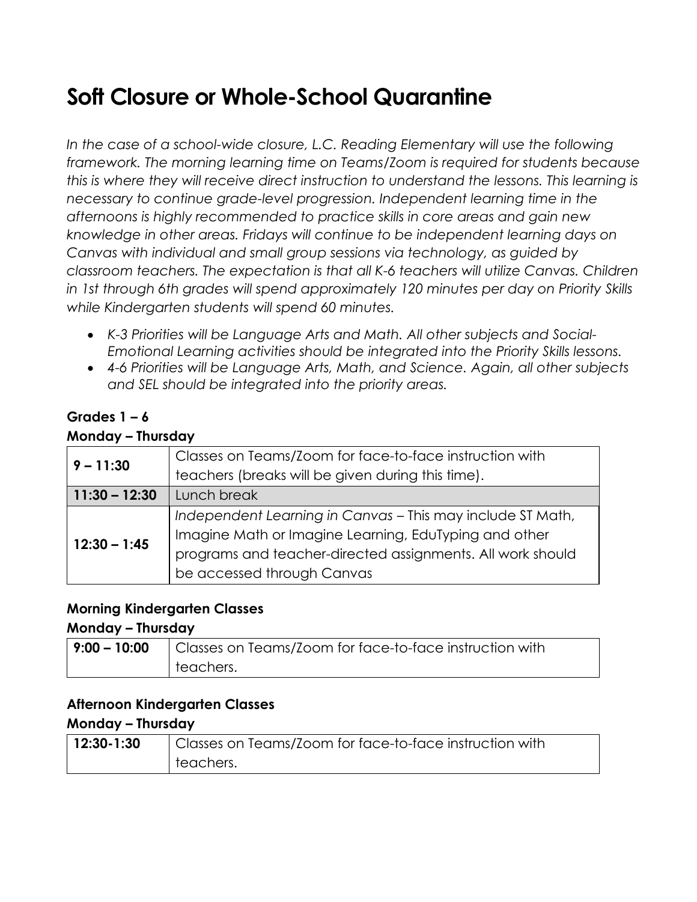# Soft Closure or Whole-School Quarantine

*In the case of a school-wide closure, L.C. Reading Elementary will use the following framework. The morning learning time on Teams/Zoom is required for students because this is where they will receive direct instruction to understand the lessons. This learning is necessary to continue grade-level progression. Independent learning time in the afternoons is highly recommended to practice skills in core areas and gain new knowledge in other areas. Fridays will continue to be independent learning days on Canvas with individual and small group sessions via technology, as guided by classroom teachers. The expectation is that all K-6 teachers will utilize Canvas. Children in 1st through 6th grades will spend approximately 120 minutes per day on Priority Skills while Kindergarten students will spend 60 minutes.*

- *K-3 Priorities will be Language Arts and Math. All other subjects and Social-Emotional Learning activities should be integrated into the Priority Skills lessons.*
- *4-6 Priorities will be Language Arts, Math, and Science. Again, all other subjects and SEL should be integrated into the priority areas.*

### Grades 1 – 6

### Monday – Thursday

| | |
|---|---|
| **9 – 11:30** | Classes on Teams/Zoom for face-to-face instruction with teachers (breaks will be given during this time). |
| **11:30 – 12:30** | Lunch break |
| **12:30 – 1:45** | *Independent Learning in Canvas* – This may include ST Math, Imagine Math or Imagine Learning, EduTyping and other programs and teacher-directed assignments. All work should be accessed through Canvas |

### Morning Kindergarten Classes

### Monday – Thursday

| | |
|---|---|
| **9:00 – 10:00** | Classes on Teams/Zoom for face-to-face instruction with teachers. |

### Afternoon Kindergarten Classes

### Monday – Thursday

| | |
|---|---|
| **12:30-1:30** | Classes on Teams/Zoom for face-to-face instruction with teachers. |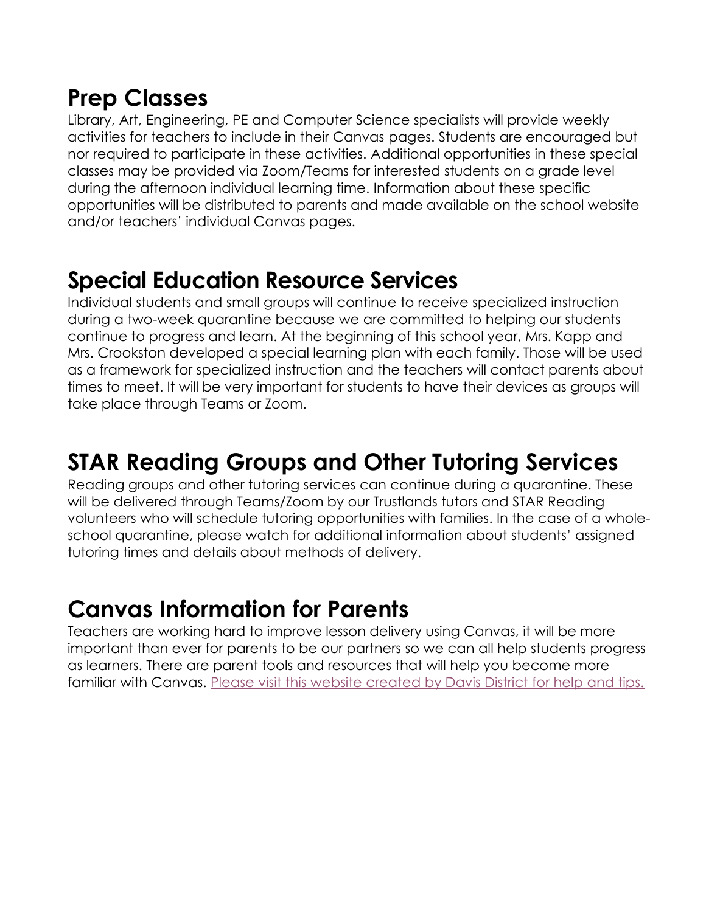## Prep Classes

Library, Art, Engineering, PE and Computer Science specialists will provide weekly activities for teachers to include in their Canvas pages. Students are encouraged but nor required to participate in these activities. Additional opportunities in these special classes may be provided via Zoom/Teams for interested students on a grade level during the afternoon individual learning time. Information about these specific opportunities will be distributed to parents and made available on the school website and/or teachers' individual Canvas pages.

## Special Education Resource Services

Individual students and small groups will continue to receive specialized instruction during a two-week quarantine because we are committed to helping our students continue to progress and learn. At the beginning of this school year, Mrs. Kapp and Mrs. Crookston developed a special learning plan with each family. Those will be used as a framework for specialized instruction and the teachers will contact parents about times to meet. It will be very important for students to have their devices as groups will take place through Teams or Zoom.

## STAR Reading Groups and Other Tutoring Services

Reading groups and other tutoring services can continue during a quarantine. These will be delivered through Teams/Zoom by our Trustlands tutors and STAR Reading volunteers who will schedule tutoring opportunities with families. In the case of a whole-school quarantine, please watch for additional information about students' assigned tutoring times and details about methods of delivery.

## Canvas Information for Parents

Teachers are working hard to improve lesson delivery using Canvas, it will be more important than ever for parents to be our partners so we can all help students progress as learners. There are parent tools and resources that will help you become more familiar with Canvas. Please visit this website created by Davis District for help and tips.